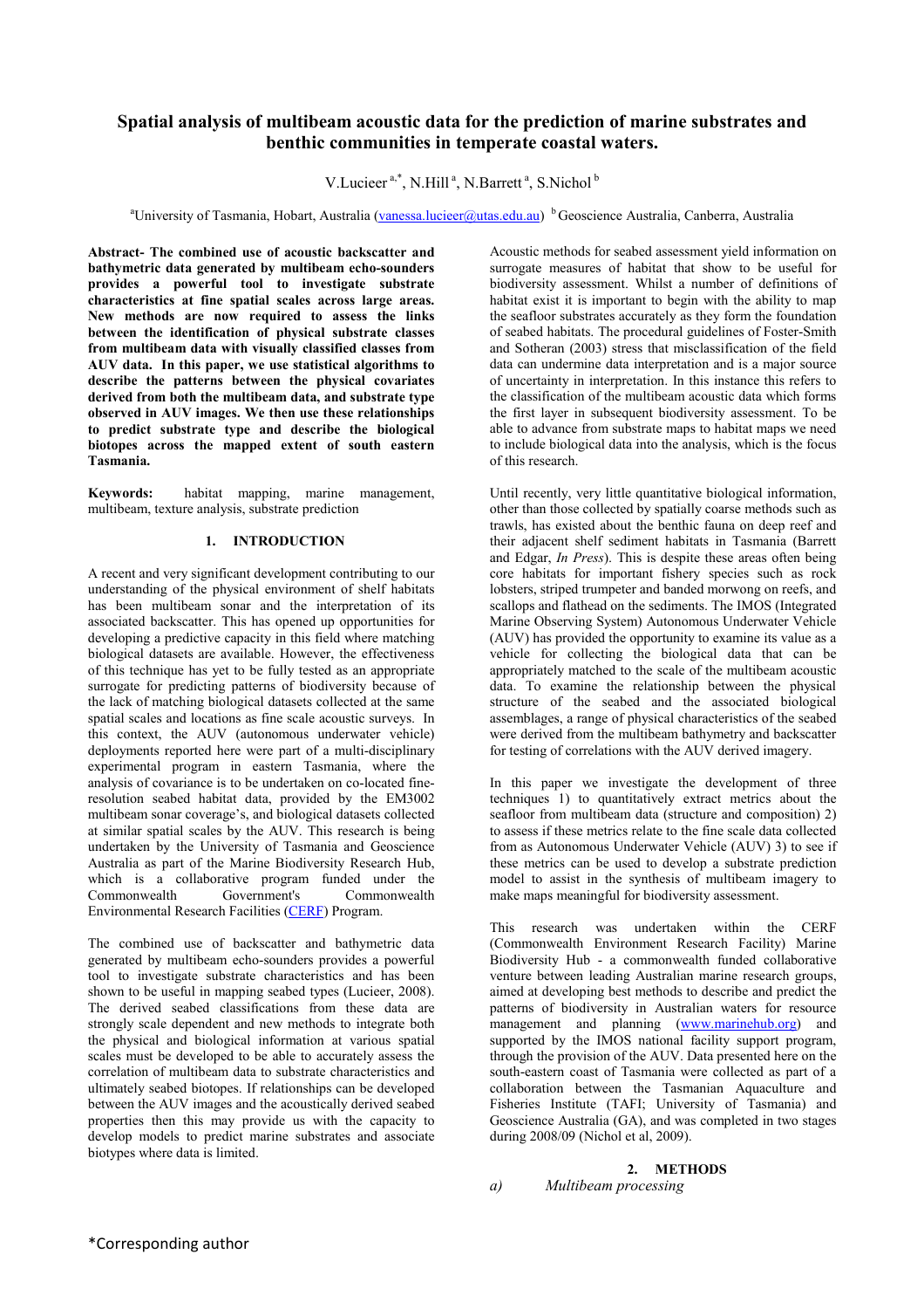# Spatial analysis of multibeam acoustic data for the prediction of marine substrates and benthic communities in temperate coastal waters.

V.Lucieer [a,*], N.Hill [a], N.Barrett [a], S.Nichol [b]

[a]University of Tasmania, Hobart, Australia (vanessa.lucieer@utas.edu.au) [b]Geoscience Australia, Canberra, Australia

**Abstract- The combined use of acoustic backscatter and bathymetric data generated by multibeam echo-sounders provides a powerful tool to investigate substrate characteristics at fine spatial scales across large areas. New methods are now required to assess the links between the identification of physical substrate classes from multibeam data with visually classified classes from AUV data. In this paper, we use statistical algorithms to describe the patterns between the physical covariates derived from both the multibeam data, and substrate type observed in AUV images. We then use these relationships to predict substrate type and describe the biological biotopes across the mapped extent of south eastern Tasmania.**

**Keywords:** habitat mapping, marine management, multibeam, texture analysis, substrate prediction

## 1. INTRODUCTION

A recent and very significant development contributing to our understanding of the physical environment of shelf habitats has been multibeam sonar and the interpretation of its associated backscatter. This has opened up opportunities for developing a predictive capacity in this field where matching biological datasets are available. However, the effectiveness of this technique has yet to be fully tested as an appropriate surrogate for predicting patterns of biodiversity because of the lack of matching biological datasets collected at the same spatial scales and locations as fine scale acoustic surveys. In this context, the AUV (autonomous underwater vehicle) deployments reported here were part of a multi-disciplinary experimental program in eastern Tasmania, where the analysis of covariance is to be undertaken on co-located fine-resolution seabed habitat data, provided by the EM3002 multibeam sonar coverage's, and biological datasets collected at similar spatial scales by the AUV. This research is being undertaken by the University of Tasmania and Geoscience Australia as part of the Marine Biodiversity Research Hub, which is a collaborative program funded under the Commonwealth Government's Commonwealth Environmental Research Facilities (CERF) Program.

The combined use of backscatter and bathymetric data generated by multibeam echo-sounders provides a powerful tool to investigate substrate characteristics and has been shown to be useful in mapping seabed types (Lucieer, 2008). The derived seabed classifications from these data are strongly scale dependent and new methods to integrate both the physical and biological information at various spatial scales must be developed to be able to accurately assess the correlation of multibeam data to substrate characteristics and ultimately seabed biotopes. If relationships can be developed between the AUV images and the acoustically derived seabed properties then this may provide us with the capacity to develop models to predict marine substrates and associate biotypes where data is limited.

Acoustic methods for seabed assessment yield information on surrogate measures of habitat that show to be useful for biodiversity assessment. Whilst a number of definitions of habitat exist it is important to begin with the ability to map the seafloor substrates accurately as they form the foundation of seabed habitats. The procedural guidelines of Foster-Smith and Sotheran (2003) stress that misclassification of the field data can undermine data interpretation and is a major source of uncertainty in interpretation. In this instance this refers to the classification of the multibeam acoustic data which forms the first layer in subsequent biodiversity assessment. To be able to advance from substrate maps to habitat maps we need to include biological data into the analysis, which is the focus of this research.

Until recently, very little quantitative biological information, other than those collected by spatially coarse methods such as trawls, has existed about the benthic fauna on deep reef and their adjacent shelf sediment habitats in Tasmania (Barrett and Edgar, *In Press*). This is despite these areas often being core habitats for important fishery species such as rock lobsters, striped trumpeter and banded morwong on reefs, and scallops and flathead on the sediments. The IMOS (Integrated Marine Observing System) Autonomous Underwater Vehicle (AUV) has provided the opportunity to examine its value as a vehicle for collecting the biological data that can be appropriately matched to the scale of the multibeam acoustic data. To examine the relationship between the physical structure of the seabed and the associated biological assemblages, a range of physical characteristics of the seabed were derived from the multibeam bathymetry and backscatter for testing of correlations with the AUV derived imagery.

In this paper we investigate the development of three techniques 1) to quantitatively extract metrics about the seafloor from multibeam data (structure and composition) 2) to assess if these metrics relate to the fine scale data collected from as Autonomous Underwater Vehicle (AUV) 3) to see if these metrics can be used to develop a substrate prediction model to assist in the synthesis of multibeam imagery to make maps meaningful for biodiversity assessment.

This research was undertaken within the CERF (Commonwealth Environment Research Facility) Marine Biodiversity Hub - a commonwealth funded collaborative venture between leading Australian marine research groups, aimed at developing best methods to describe and predict the patterns of biodiversity in Australian waters for resource management and planning (www.marinehub.org) and supported by the IMOS national facility support program, through the provision of the AUV. Data presented here on the south-eastern coast of Tasmania were collected as part of a collaboration between the Tasmanian Aquaculture and Fisheries Institute (TAFI; University of Tasmania) and Geoscience Australia (GA), and was completed in two stages during 2008/09 (Nichol et al, 2009).

## 2. METHODS

### *a) Multibeam processing*

*Corresponding author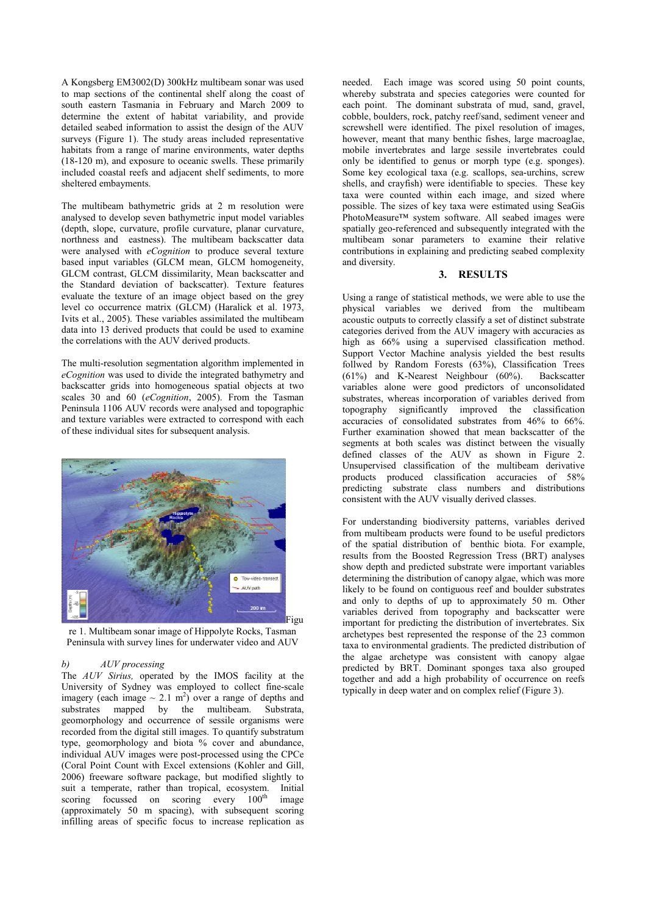A Kongsberg EM3002(D) 300kHz multibeam sonar was used to map sections of the continental shelf along the coast of south eastern Tasmania in February and March 2009 to determine the extent of habitat variability, and provide detailed seabed information to assist the design of the AUV surveys (Figure 1). The study areas included representative habitats from a range of marine environments, water depths (18-120 m), and exposure to oceanic swells. These primarily included coastal reefs and adjacent shelf sediments, to more sheltered embayments.

The multibeam bathymetric grids at 2 m resolution were analysed to develop seven bathymetric input model variables (depth, slope, curvature, profile curvature, planar curvature, northness and eastness). The multibeam backscatter data were analysed with *eCognition* to produce several texture based input variables (GLCM mean, GLCM homogeneity, GLCM contrast, GLCM dissimilarity, Mean backscatter and the Standard deviation of backscatter). Texture features evaluate the texture of an image object based on the grey level co occurrence matrix (GLCM) (Haralick et al. 1973, Ivits et al., 2005). These variables assimilated the multibeam data into 13 derived products that could be used to examine the correlations with the AUV derived products.

The multi-resolution segmentation algorithm implemented in *eCognition* was used to divide the integrated bathymetry and backscatter grids into homogeneous spatial objects at two scales 30 and 60 (*eCognition*, 2005). From the Tasman Peninsula 1106 AUV records were analysed and topographic and texture variables were extracted to correspond with each of these individual sites for subsequent analysis.

Figure 1. Multibeam sonar image of Hippolyte Rocks, Tasman Peninsula with survey lines for underwater video and AUV

*b) AUV processing*

The *AUV Sirius,* operated by the IMOS facility at the University of Sydney was employed to collect fine-scale imagery (each image ~ 2.1 m$^2$) over a range of depths and substrates mapped by the multibeam. Substrata, geomorphology and occurrence of sessile organisms were recorded from the digital still images. To quantify substratum type, geomorphology and biota % cover and abundance, individual AUV images were post-processed using the CPCe (Coral Point Count with Excel extensions (Kohler and Gill, 2006) freeware software package, but modified slightly to suit a temperate, rather than tropical, ecosystem. Initial scoring focussed on scoring every 100$^{th}$ image (approximately 50 m spacing), with subsequent scoring infilling areas of specific focus to increase replication as needed. Each image was scored using 50 point counts, whereby substrata and species categories were counted for each point. The dominant substrata of mud, sand, gravel, cobble, boulders, rock, patchy reef/sand, sediment veneer and screwshell were identified. The pixel resolution of images, however, meant that many benthic fishes, large macroalgae, mobile invertebrates and large sessile invertebrates could only be identified to genus or morph type (e.g. sponges). Some key ecological taxa (e.g. scallops, sea-urchins, screw shells, and crayfish) were identifiable to species. These key taxa were counted within each image, and sized where possible. The sizes of key taxa were estimated using SeaGis PhotoMeasure™ system software. All seabed images were spatially geo-referenced and subsequently integrated with the multibeam sonar parameters to examine their relative contributions in explaining and predicting seabed complexity and diversity.

## 3. RESULTS

Using a range of statistical methods, we were able to use the physical variables we derived from the multibeam acoustic outputs to correctly classify a set of distinct substrate categories derived from the AUV imagery with accuracies as high as 66% using a supervised classification method. Support Vector Machine analysis yielded the best results followed by Random Forests (63%), Classification Trees (61%) and K-Nearest Neighbour (60%). Backscatter variables alone were good predictors of unconsolidated substrates, whereas incorporation of variables derived from topography significantly improved the classification accuracies of consolidated substrates from 46% to 66%. Further examination showed that mean backscatter of the segments at both scales was distinct between the visually defined classes of the AUV as shown in Figure 2. Unsupervised classification of the multibeam derivative products produced classification accuracies of 58% predicting substrate class numbers and distributions consistent with the AUV visually derived classes.

For understanding biodiversity patterns, variables derived from multibeam products were found to be useful predictors of the spatial distribution of benthic biota. For example, results from the Boosted Regression Tress (BRT) analyses show depth and predicted substrate were important variables determining the distribution of canopy algae, which was more likely to be found on contiguous reef and boulder substrates and only to depths of up to approximately 50 m. Other variables derived from topography and backscatter were important for predicting the distribution of invertebrates. Six archetypes best represented the response of the 23 common taxa to environmental gradients. The predicted distribution of the algae archetype was consistent with canopy algae predicted by BRT. Dominant sponges taxa also grouped together and add a high probability of occurrence on reefs typically in deep water and on complex relief (Figure 3).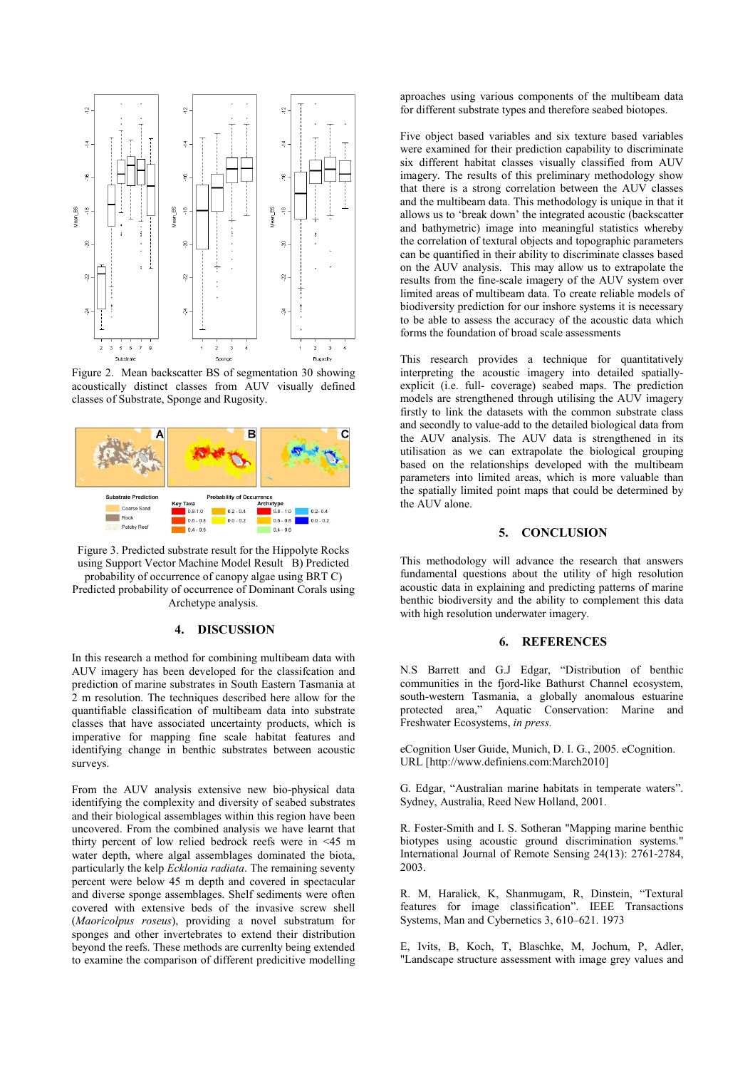Figure 2. Mean backscatter BS of segmentation 30 showing acoustically distinct classes from AUV visually defined classes of Substrate, Sponge and Rugosity.

Figure 3. Predicted substrate result for the Hippolyte Rocks using Support Vector Machine Model Result B) Predicted probability of occurrence of canopy algae using BRT C) Predicted probability of occurrence of Dominant Corals using Archetype analysis.

## 4. DISCUSSION

In this research a method for combining multibeam data with AUV imagery has been developed for the classifcation and prediction of marine substrates in South Eastern Tasmania at 2 m resolution. The techniques described here allow for the quantifiable classification of multibeam data into substrate classes that have associated uncertainty products, which is imperative for mapping fine scale habitat features and identifying change in benthic substrates between acoustic surveys.

From the AUV analysis extensive new bio-physical data identifying the complexity and diversity of seabed substrates and their biological assemblages within this region have been uncovered. From the combined analysis we have learnt that thirty percent of low relied bedrock reefs were in <45 m water depth, where algal assemblages dominated the biota, particularly the kelp *Ecklonia radiata*. The remaining seventy percent were below 45 m depth and covered in spectacular and diverse sponge assemblages. Shelf sediments were often covered with extensive beds of the invasive screw shell (*Maoricolpus roseus*), providing a novel substratum for sponges and other invertebrates to extend their distribution beyond the reefs. These methods are currenlty being extended to examine the comparison of different predicitive modelling aproaches using various components of the multibeam data for different substrate types and therefore seabed biotopes.

Five object based variables and six texture based variables were examined for their prediction capability to discriminate six different habitat classes visually classified from AUV imagery. The results of this preliminary methodology show that there is a strong correlation between the AUV classes and the multibeam data. This methodology is unique in that it allows us to 'break down' the integrated acoustic (backscatter and bathymetric) image into meaningful statistics whereby the correlation of textural objects and topographic parameters can be quantified in their ability to discriminate classes based on the AUV analysis. This may allow us to extrapolate the results from the fine-scale imagery of the AUV system over limited areas of multibeam data. To create reliable models of biodiversity prediction for our inshore systems it is necessary to be able to assess the accuracy of the acoustic data which forms the foundation of broad scale assessments

This research provides a technique for quantitatively interpreting the acoustic imagery into detailed spatially-explicit (i.e. full- coverage) seabed maps. The prediction models are strengthened through utilising the AUV imagery firstly to link the datasets with the common substrate class and secondly to value-add to the detailed biological data from the AUV analysis. The AUV data is strengthened in its utilisation as we can extrapolate the biological grouping based on the relationships developed with the multibeam parameters into limited areas, which is more valuable than the spatially limited point maps that could be determined by the AUV alone.

## 5. CONCLUSION

This methodology will advance the research that answers fundamental questions about the utility of high resolution acoustic data in explaining and predicting patterns of marine benthic biodiversity and the ability to complement this data with high resolution underwater imagery.

## 6. REFERENCES

N.S Barrett and G.J Edgar, "Distribution of benthic communities in the fjord-like Bathurst Channel ecosystem, south-western Tasmania, a globally anomalous estuarine protected area," Aquatic Conservation: Marine and Freshwater Ecosystems, *in press.*

eCognition User Guide, Munich, D. I. G., 2005. eCognition. URL [http://www.definiens.com:March2010]

G. Edgar, "Australian marine habitats in temperate waters". Sydney, Australia, Reed New Holland, 2001.

R. Foster-Smith and I. S. Sotheran "Mapping marine benthic biotypes using acoustic ground discrimination systems." International Journal of Remote Sensing 24(13): 2761-2784, 2003.

R. M, Haralick, K, Shanmugam, R, Dinstein, "Textural features for image classification". IEEE Transactions Systems, Man and Cybernetics 3, 610–621. 1973

E, Ivits, B, Koch, T, Blaschke, M, Jochum, P, Adler, "Landscape structure assessment with image grey values and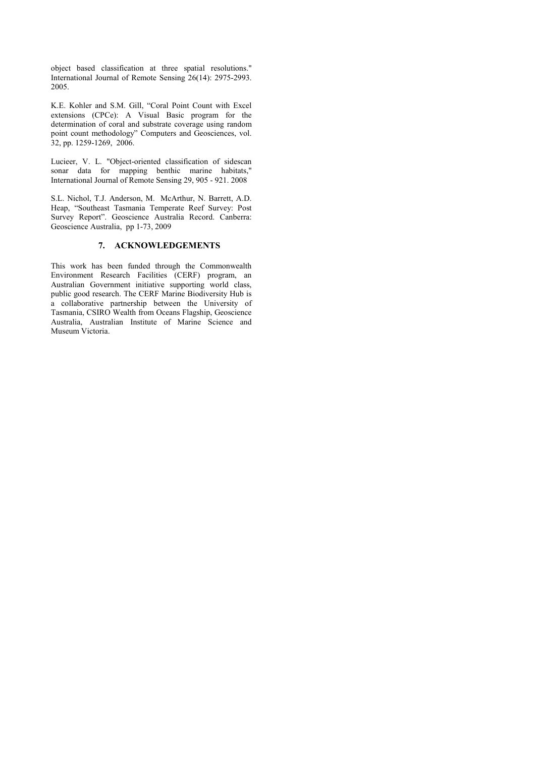object based classification at three spatial resolutions." International Journal of Remote Sensing 26(14): 2975-2993. 2005.

K.E. Kohler and S.M. Gill, "Coral Point Count with Excel extensions (CPCe): A Visual Basic program for the determination of coral and substrate coverage using random point count methodology" Computers and Geosciences, vol. 32, pp. 1259-1269, 2006.

Lucieer, V. L. "Object-oriented classification of sidescan sonar data for mapping benthic marine habitats," International Journal of Remote Sensing 29, 905 - 921. 2008

S.L. Nichol, T.J. Anderson, M. McArthur, N. Barrett, A.D. Heap, "Southeast Tasmania Temperate Reef Survey: Post Survey Report". Geoscience Australia Record. Canberra: Geoscience Australia, pp 1-73, 2009

## 7. ACKNOWLEDGEMENTS

This work has been funded through the Commonwealth Environment Research Facilities (CERF) program, an Australian Government initiative supporting world class, public good research. The CERF Marine Biodiversity Hub is a collaborative partnership between the University of Tasmania, CSIRO Wealth from Oceans Flagship, Geoscience Australia, Australian Institute of Marine Science and Museum Victoria.